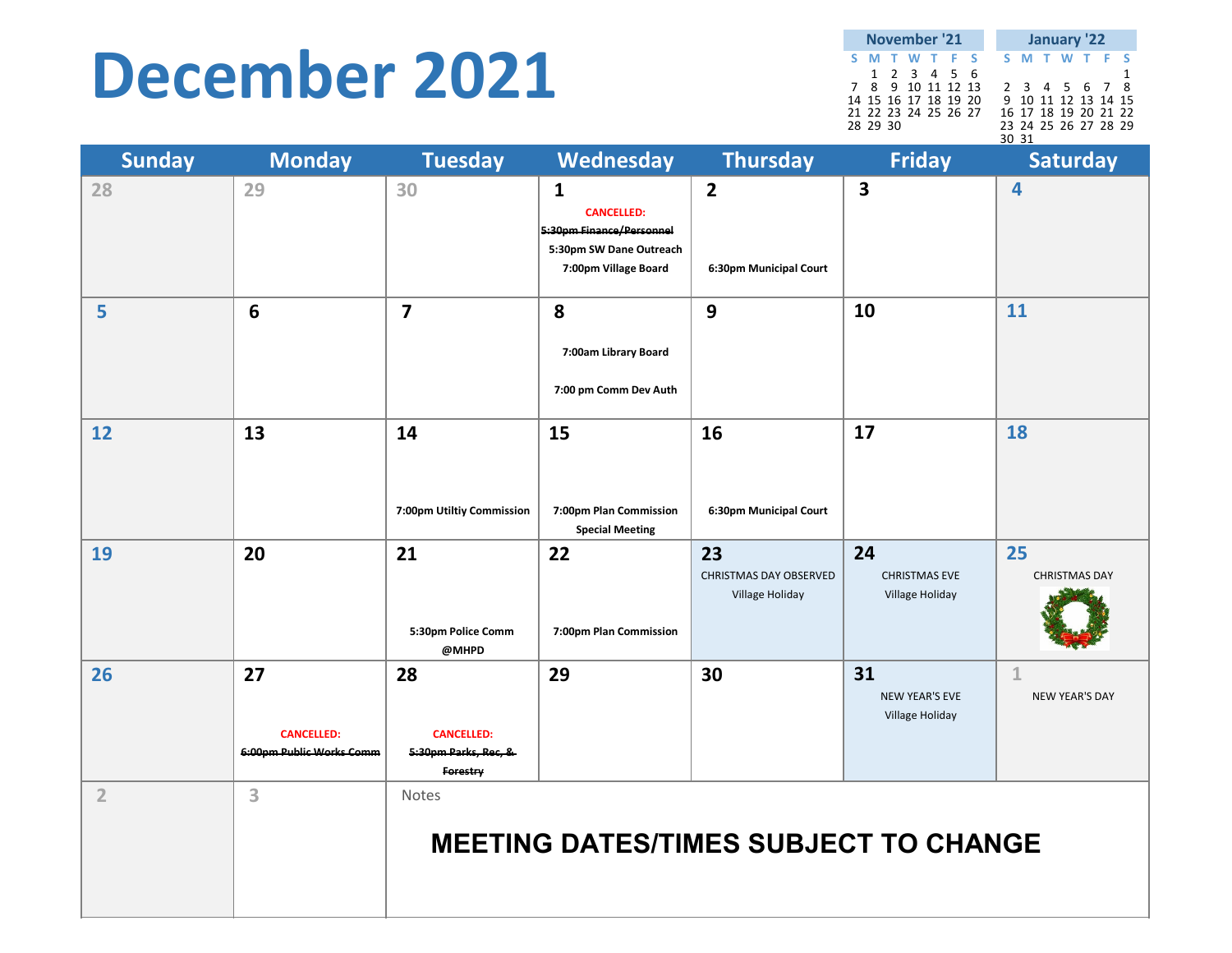# December 2021

**November '21**

| S | M | T | W | T | F | S |
|---|---|---|---|---|---|---|
| | 1 | 2 | 3 | 4 | 5 | 6 |
| 7 | 8 | 9 | 10 | 11 | 12 | 13 |
| 14 | 15 | 16 | 17 | 18 | 19 | 20 |
| 21 | 22 | 23 | 24 | 25 | 26 | 27 |
| 28 | 29 | 30 | | | | |

**January '22**

| S | M | T | W | T | F | S |
|---|---|---|---|---|---|---|
| | | | | | | 1 |
| 2 | 3 | 4 | 5 | 6 | 7 | 8 |
| 9 | 10 | 11 | 12 | 13 | 14 | 15 |
| 16 | 17 | 18 | 19 | 20 | 21 | 22 |
| 23 | 24 | 25 | 26 | 27 | 28 | 29 |
| 30 | 31 | | | | | |

| Sunday | Monday | Tuesday | Wednesday | Thursday | Friday | Saturday |
|---|---|---|---|---|---|---|
| 28 | 29 | 30 | 1<br>CANCELLED:<br>~~5:30pm Finance/Personnel~~<br>5:30pm SW Dane Outreach<br>7:00pm Village Board | 2<br>6:30pm Municipal Court | 3 | 4 |
| 5 | 6 | 7 | 8<br>7:00am Library Board<br>7:00 pm Comm Dev Auth | 9 | 10 | 11 |
| 12 | 13 | 14<br>7:00pm Utiltiy Commission | 15<br>7:00pm Plan Commission Special Meeting | 16<br>6:30pm Municipal Court | 17 | 18 |
| 19 | 20 | 21<br>5:30pm Police Comm @MHPD | 22<br>7:00pm Plan Commission | 23<br>CHRISTMAS DAY OBSERVED<br>Village Holiday | 24<br>CHRISTMAS EVE<br>Village Holiday | 25<br>CHRISTMAS DAY |
| 26 | 27<br>CANCELLED:<br>~~6:00pm Public Works Comm~~ | 28<br>CANCELLED:<br>~~5:30pm Parks, Rec, & Forestry~~ | 29 | 30 | 31<br>NEW YEAR'S EVE<br>Village Holiday | 1<br>NEW YEAR'S DAY |
| 2 | 3 | Notes<br>**MEETING DATES/TIMES SUBJECT TO CHANGE** | | | | |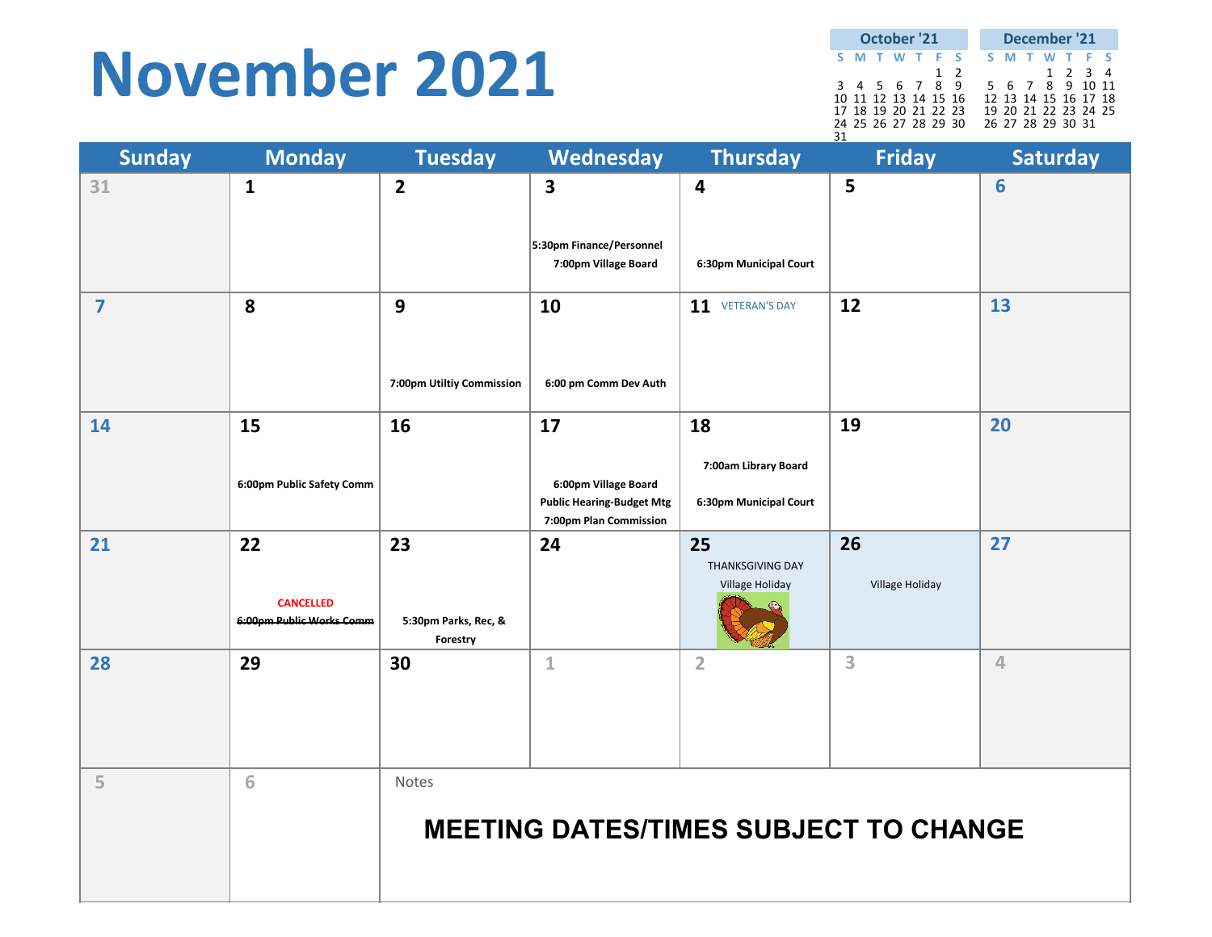# November 2021

**October '21**

| S | M | T | W | T | F | S |
|---|---|---|---|---|---|---|
| | | | | | 1 | 2 |
| 3 | 4 | 5 | 6 | 7 | 8 | 9 |
| 10 | 11 | 12 | 13 | 14 | 15 | 16 |
| 17 | 18 | 19 | 20 | 21 | 22 | 23 |
| 24 | 25 | 26 | 27 | 28 | 29 | 30 |
| 31 | | | | | | |

**December '21**

| S | M | T | W | T | F | S |
|---|---|---|---|---|---|---|
| | | | 1 | 2 | 3 | 4 |
| 5 | 6 | 7 | 8 | 9 | 10 | 11 |
| 12 | 13 | 14 | 15 | 16 | 17 | 18 |
| 19 | 20 | 21 | 22 | 23 | 24 | 25 |
| 26 | 27 | 28 | 29 | 30 | 31 | |

| Sunday | Monday | Tuesday | Wednesday | Thursday | Friday | Saturday |
|---|---|---|---|---|---|---|
| 31 | 1 | 2 | 3<br>5:30pm Finance/Personnel<br>7:00pm Village Board | 4<br>6:30pm Municipal Court | 5 | 6 |
| 7 | 8 | 9<br>7:00pm Utiltiy Commission | 10<br>6:00 pm Comm Dev Auth | 11 VETERAN'S DAY | 12 | 13 |
| 14 | 15<br>6:00pm Public Safety Comm | 16 | 17<br>6:00pm Village Board<br>Public Hearing-Budget Mtg<br>7:00pm Plan Commission | 18<br>7:00am Library Board<br>6:30pm Municipal Court | 19 | 20 |
| 21 | 22<br>CANCELLED<br>~~6:00pm Public Works Comm~~ | 23<br>5:30pm Parks, Rec, & Forestry | 24 | 25<br>THANKSGIVING DAY<br>Village Holiday | 26<br>Village Holiday | 27 |
| 28 | 29 | 30 | 1 | 2 | 3 | 4 |
| 5 | 6 | Notes | | | | |

Notes

**MEETING DATES/TIMES SUBJECT TO CHANGE**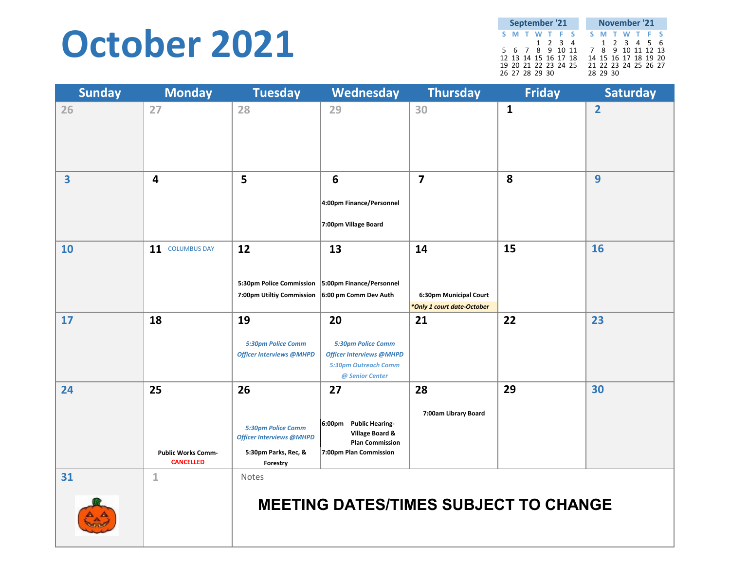# October 2021

| September '21 | | | | | | |
|---|---|---|---|---|---|---|
| S | M | T | W | T | F | S |
| | | | 1 | 2 | 3 | 4 |
| 5 | 6 | 7 | 8 | 9 | 10 | 11 |
| 12 | 13 | 14 | 15 | 16 | 17 | 18 |
| 19 | 20 | 21 | 22 | 23 | 24 | 25 |
| 26 | 27 | 28 | 29 | 30 | | |

| November '21 | | | | | | |
|---|---|---|---|---|---|---|
| S | M | T | W | T | F | S |
| | 1 | 2 | 3 | 4 | 5 | 6 |
| 7 | 8 | 9 | 10 | 11 | 12 | 13 |
| 14 | 15 | 16 | 17 | 18 | 19 | 20 |
| 21 | 22 | 23 | 24 | 25 | 26 | 27 |
| 28 | 29 | 30 | | | | |

| Sunday | Monday | Tuesday | Wednesday | Thursday | Friday | Saturday |
|---|---|---|---|---|---|---|
| 26 | 27 | 28 | 29 | 30 | 1 | 2 |
| 3 | 4 | 5 | 6<br>4:00pm Finance/Personnel<br>7:00pm Village Board | 7 | 8 | 9 |
| 10 | 11 COLUMBUS DAY | 12<br>5:30pm Police Commission<br>7:00pm Utiltiy Commission | 13<br>5:00pm Finance/Personnel<br>6:00 pm Comm Dev Auth | 14<br>6:30pm Municipal Court<br>*Only 1 court date-October* | 15 | 16 |
| 17 | 18 | 19<br>*5:30pm Police Comm Officer Interviews @MHPD* | 20<br>*5:30pm Police Comm Officer Interviews @MHPD*<br>*5:30pm Outreach Comm @ Senior Center* | 21 | 22 | 23 |
| 24 | 25<br>Public Works Comm-CANCELLED | 26<br>*5:30pm Police Comm Officer Interviews @MHPD*<br>5:30pm Parks, Rec, & Forestry | 27<br>6:00pm Public Hearing-Village Board & Plan Commission<br>7:00pm Plan Commission | 28<br>7:00am Library Board | 29 | 30 |
| 31 | 1 | Notes | | | | |

**MEETING DATES/TIMES SUBJECT TO CHANGE**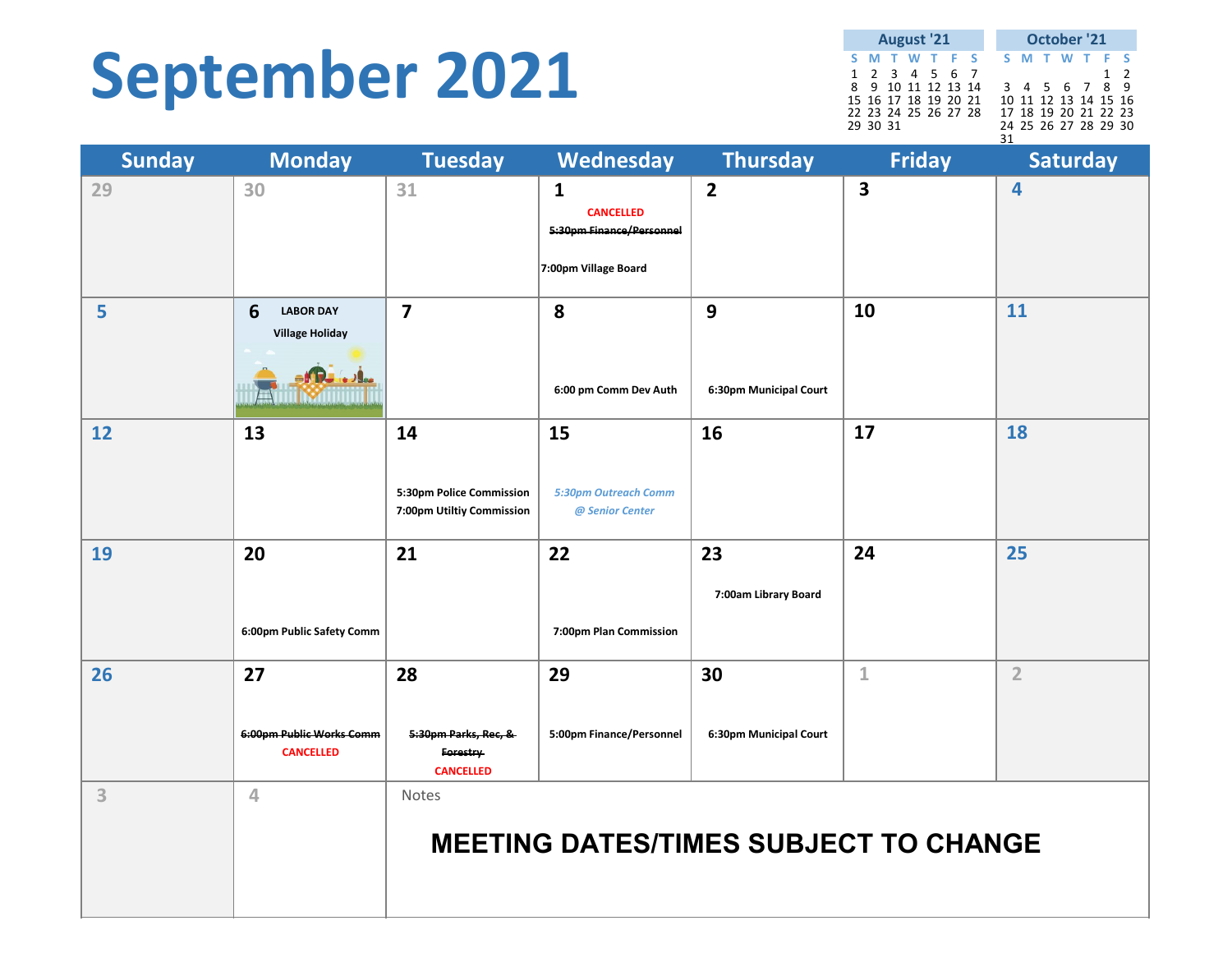# September 2021

**August '21**

| S | M | T | W | T | F | S |
|---|---|---|---|---|---|---|
| 1 | 2 | 3 | 4 | 5 | 6 | 7 |
| 8 | 9 | 10 | 11 | 12 | 13 | 14 |
| 15 | 16 | 17 | 18 | 19 | 20 | 21 |
| 22 | 23 | 24 | 25 | 26 | 27 | 28 |
| 29 | 30 | 31 | | | | |

**October '21**

| S | M | T | W | T | F | S |
|---|---|---|---|---|---|---|
| | | | | | 1 | 2 |
| 3 | 4 | 5 | 6 | 7 | 8 | 9 |
| 10 | 11 | 12 | 13 | 14 | 15 | 16 |
| 17 | 18 | 19 | 20 | 21 | 22 | 23 |
| 24 | 25 | 26 | 27 | 28 | 29 | 30 |
| 31 | | | | | | |

| Sunday | Monday | Tuesday | Wednesday | Thursday | Friday | Saturday |
|---|---|---|---|---|---|---|
| 29 | 30 | 31 | 1 CANCELLED ~~5:30pm Finance/Personnel~~ 7:00pm Village Board | 2 | 3 | 4 |
| 5 | 6 LABOR DAY Village Holiday | 7 | 8 6:00 pm Comm Dev Auth | 9 6:30pm Municipal Court | 10 | 11 |
| 12 | 13 | 14 5:30pm Police Commission 7:00pm Utiltiy Commission | 15 *5:30pm Outreach Comm @ Senior Center* | 16 | 17 | 18 |
| 19 | 20 6:00pm Public Safety Comm | 21 | 22 7:00pm Plan Commission | 23 7:00am Library Board | 24 | 25 |
| 26 | 27 ~~6:00pm Public Works Comm~~ CANCELLED | 28 ~~5:30pm Parks, Rec, & Forestry~~ CANCELLED | 29 5:00pm Finance/Personnel | 30 6:30pm Municipal Court | 1 | 2 |
| 3 | 4 | Notes | | | | |

**MEETING DATES/TIMES SUBJECT TO CHANGE**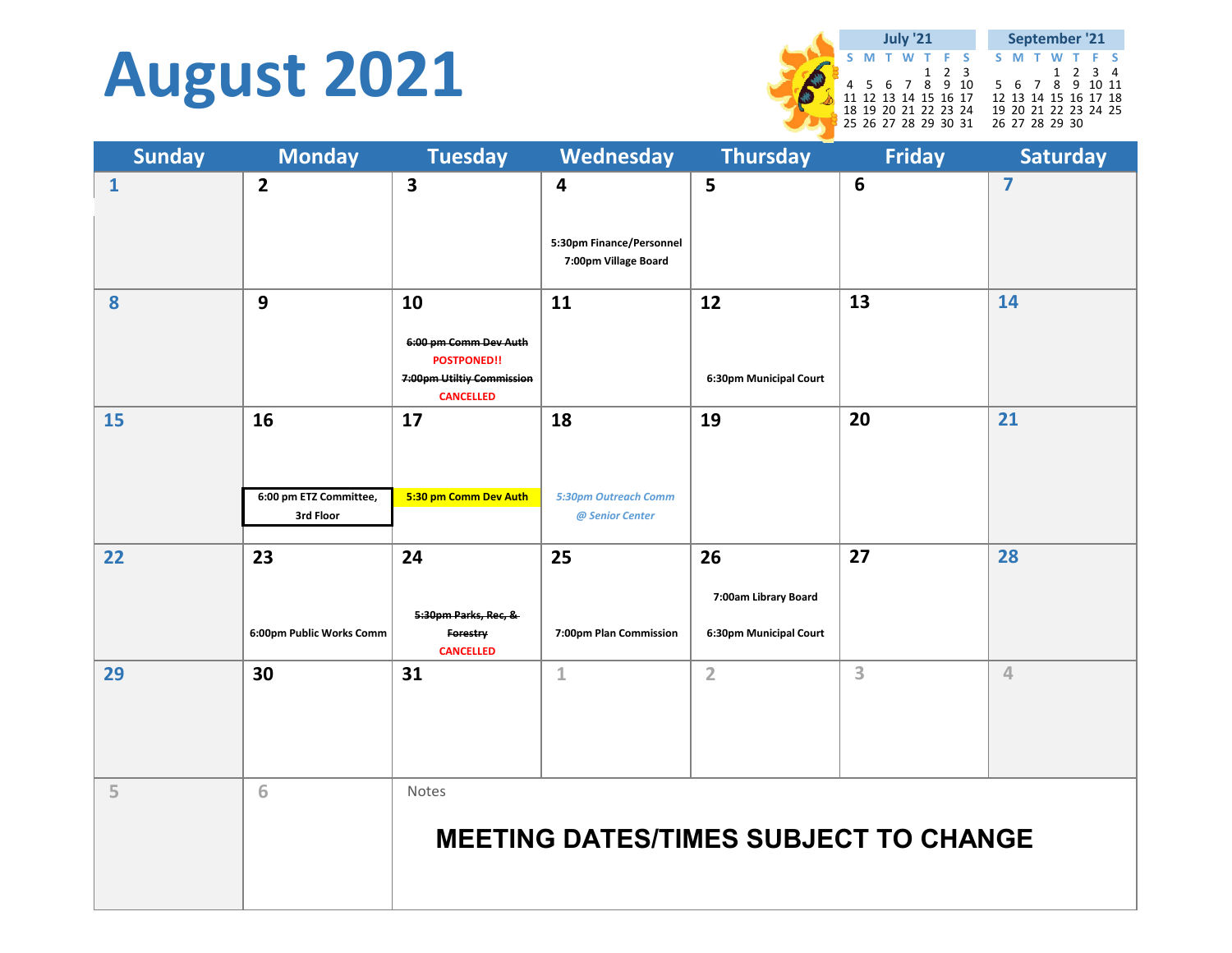# August 2021

**July '21**

| S | M | T | W | T | F | S |
|---|---|---|---|---|---|---|
| | | | | 1 | 2 | 3 |
| 4 | 5 | 6 | 7 | 8 | 9 | 10 |
| 11 | 12 | 13 | 14 | 15 | 16 | 17 |
| 18 | 19 | 20 | 21 | 22 | 23 | 24 |
| 25 | 26 | 27 | 28 | 29 | 30 | 31 |

**September '21**

| S | M | T | W | T | F | S |
|---|---|---|---|---|---|---|
| | | | 1 | 2 | 3 | 4 |
| 5 | 6 | 7 | 8 | 9 | 10 | 11 |
| 12 | 13 | 14 | 15 | 16 | 17 | 18 |
| 19 | 20 | 21 | 22 | 23 | 24 | 25 |
| 26 | 27 | 28 | 29 | 30 | | |

| Sunday | Monday | Tuesday | Wednesday | Thursday | Friday | Saturday |
|---|---|---|---|---|---|---|
| 1 | 2 | 3 | 4<br>5:30pm Finance/Personnel<br>7:00pm Village Board | 5 | 6 | 7 |
| 8 | 9 | 10<br>~~6:00 pm Comm Dev Auth~~<br>POSTPONED!!<br>~~7:00pm Utiltiy Commission~~<br>CANCELLED | 11 | 12<br>6:30pm Municipal Court | 13 | 14 |
| 15 | 16<br>6:00 pm ETZ Committee, 3rd Floor | 17<br>5:30 pm Comm Dev Auth | 18<br>*5:30pm Outreach Comm @ Senior Center* | 19 | 20 | 21 |
| 22 | 23<br>6:00pm Public Works Comm | 24<br>~~5:30pm Parks, Rec, & Forestry~~<br>CANCELLED | 25<br>7:00pm Plan Commission | 26<br>7:00am Library Board<br>6:30pm Municipal Court | 27 | 28 |
| 29 | 30 | 31 | 1 | 2 | 3 | 4 |
| 5 | 6 | Notes<br>**MEETING DATES/TIMES SUBJECT TO CHANGE** | | | | |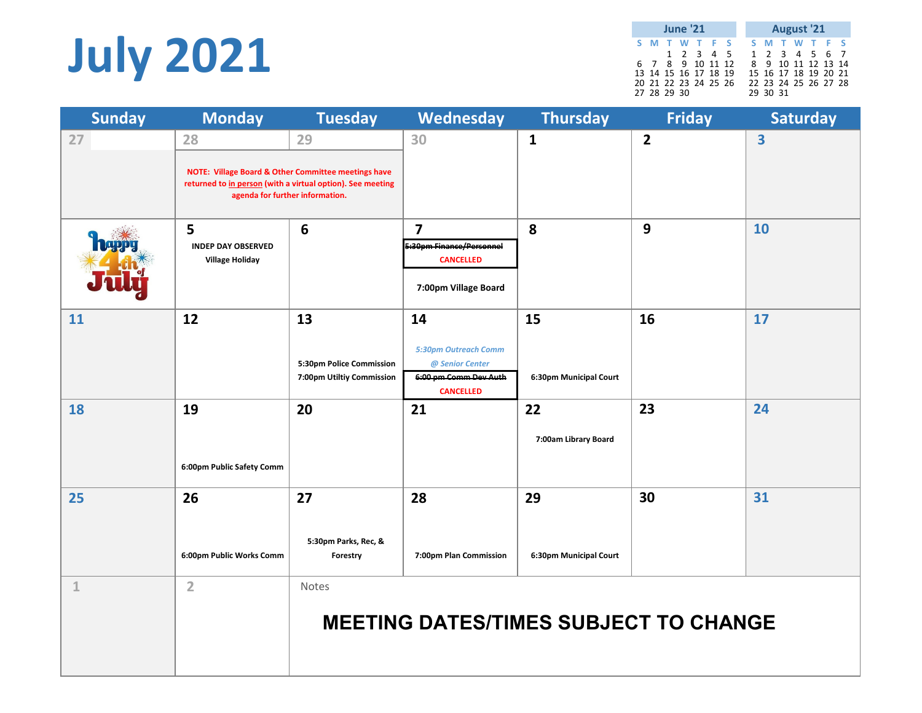# July 2021

**June '21**

| S | M | T | W | T | F | S |
|---|---|---|---|---|---|---|
| | | 1 | 2 | 3 | 4 | 5 |
| 6 | 7 | 8 | 9 | 10 | 11 | 12 |
| 13 | 14 | 15 | 16 | 17 | 18 | 19 |
| 20 | 21 | 22 | 23 | 24 | 25 | 26 |
| 27 | 28 | 29 | 30 | | | |

**August '21**

| S | M | T | W | T | F | S |
|---|---|---|---|---|---|---|
| 1 | 2 | 3 | 4 | 5 | 6 | 7 |
| 8 | 9 | 10 | 11 | 12 | 13 | 14 |
| 15 | 16 | 17 | 18 | 19 | 20 | 21 |
| 22 | 23 | 24 | 25 | 26 | 27 | 28 |
| 29 | 30 | 31 | | | | |

| Sunday | Monday | Tuesday | Wednesday | Thursday | Friday | Saturday |
|---|---|---|---|---|---|---|
| 27 | 28 NOTE: Village Board & Other Committee meetings have returned to in person (with a virtual option). See meeting agenda for further information. | 29 | 30 | 1 | 2 | 3 |
| happy 4th of July | 5 INDEP DAY OBSERVED Village Holiday | 6 | 7 ~~5:30pm Finance/Personnel~~ CANCELLED; 7:00pm Village Board | 8 | 9 | 10 |
| 11 | 12 | 13 5:30pm Police Commission; 7:00pm Utiltiy Commission | 14 *5:30pm Outreach Comm @ Senior Center*; ~~6:00 pm Comm Dev Auth~~ CANCELLED | 15 6:30pm Municipal Court | 16 | 17 |
| 18 | 19 6:00pm Public Safety Comm | 20 | 21 | 22 7:00am Library Board | 23 | 24 |
| 25 | 26 6:00pm Public Works Comm | 27 5:30pm Parks, Rec, & Forestry | 28 7:00pm Plan Commission | 29 6:30pm Municipal Court | 30 | 31 |
| 1 | 2 | Notes: **MEETING DATES/TIMES SUBJECT TO CHANGE** | | | | |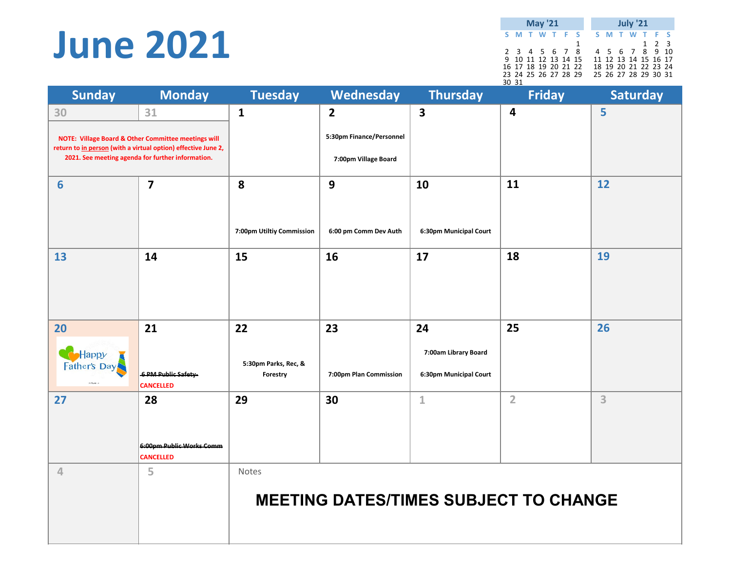# June 2021

| May '21 | | | | | | |
|---|---|---|---|---|---|---|
| S | M | T | W | T | F | S |
| | | | | | | 1 |
| 2 | 3 | 4 | 5 | 6 | 7 | 8 |
| 9 | 10 | 11 | 12 | 13 | 14 | 15 |
| 16 | 17 | 18 | 19 | 20 | 21 | 22 |
| 23 | 24 | 25 | 26 | 27 | 28 | 29 |
| 30 | 31 | | | | | |

| July '21 | | | | | | |
|---|---|---|---|---|---|---|
| S | M | T | W | T | F | S |
| | | | | 1 | 2 | 3 |
| 4 | 5 | 6 | 7 | 8 | 9 | 10 |
| 11 | 12 | 13 | 14 | 15 | 16 | 17 |
| 18 | 19 | 20 | 21 | 22 | 23 | 24 |
| 25 | 26 | 27 | 28 | 29 | 30 | 31 |

| Sunday | Monday | Tuesday | Wednesday | Thursday | Friday | Saturday |
|---|---|---|---|---|---|---|
| 30 NOTE: Village Board & Other Committee meetings will return to in person (with a virtual option) effective June 2, 2021. See meeting agenda for further information. | 31 | 1 | 2 5:30pm Finance/Personnel 7:00pm Village Board | 3 | 4 | 5 |
| 6 | 7 | 8 7:00pm Utiltiy Commission | 9 6:00 pm Comm Dev Auth | 10 6:30pm Municipal Court | 11 | 12 |
| 13 | 14 | 15 | 16 | 17 | 18 | 19 |
| 20 Happy Father's Day | 21 ~~6 PM Public Safety~~ CANCELLED | 22 5:30pm Parks, Rec, & Forestry | 23 7:00pm Plan Commission | 24 7:00am Library Board 6:30pm Municipal Court | 25 | 26 |
| 27 | 28 ~~6:00pm Public Works Comm~~ CANCELLED | 29 | 30 | 1 | 2 | 3 |
| 4 | 5 | Notes: **MEETING DATES/TIMES SUBJECT TO CHANGE** | | | | |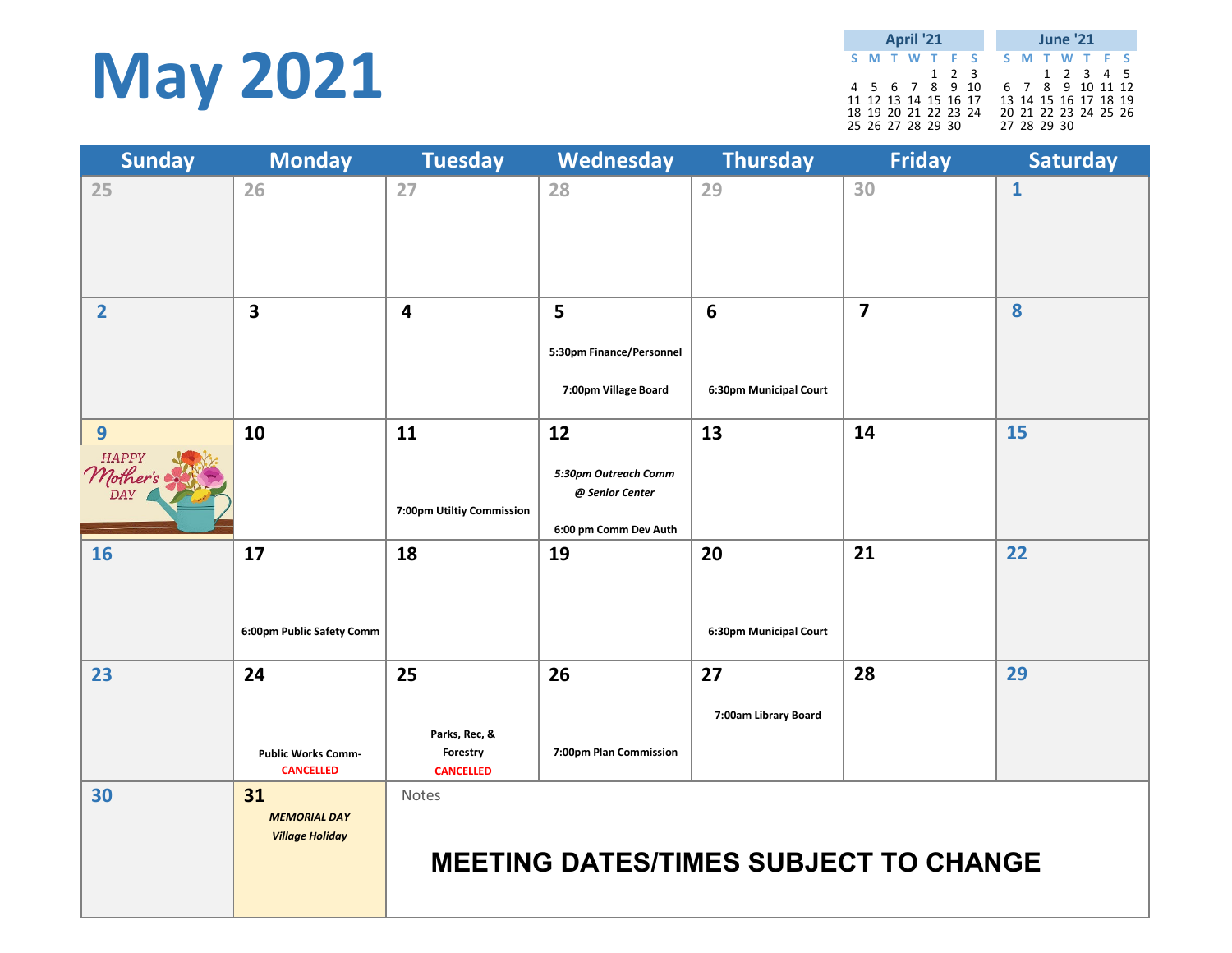# May 2021

| April '21 | | | | | | |
|---|---|---|---|---|---|---|
| S | M | T | W | T | F | S |
| | | | | 1 | 2 | 3 |
| 4 | 5 | 6 | 7 | 8 | 9 | 10 |
| 11 | 12 | 13 | 14 | 15 | 16 | 17 |
| 18 | 19 | 20 | 21 | 22 | 23 | 24 |
| 25 | 26 | 27 | 28 | 29 | 30 | |

| June '21 | | | | | | |
|---|---|---|---|---|---|---|
| S | M | T | W | T | F | S |
| | | 1 | 2 | 3 | 4 | 5 |
| 6 | 7 | 8 | 9 | 10 | 11 | 12 |
| 13 | 14 | 15 | 16 | 17 | 18 | 19 |
| 20 | 21 | 22 | 23 | 24 | 25 | 26 |
| 27 | 28 | 29 | 30 | | | |

| Sunday | Monday | Tuesday | Wednesday | Thursday | Friday | Saturday |
|---|---|---|---|---|---|---|
| 25 | 26 | 27 | 28 | 29 | 30 | 1 |
| 2 | 3 | 4 | 5<br>5:30pm Finance/Personnel<br>7:00pm Village Board | 6<br>6:30pm Municipal Court | 7 | 8 |
| 9<br>HAPPY Mother's DAY | 10 | 11<br>7:00pm Utiltiy Commission | 12<br>*5:30pm Outreach Comm @ Senior Center*<br>6:00 pm Comm Dev Auth | 13 | 14 | 15 |
| 16 | 17<br>6:00pm Public Safety Comm | 18 | 19 | 20<br>6:30pm Municipal Court | 21 | 22 |
| 23 | 24<br>Public Works Comm- CANCELLED | 25<br>Parks, Rec, & Forestry CANCELLED | 26<br>7:00pm Plan Commission | 27<br>7:00am Library Board | 28 | 29 |
| 30 | 31<br>*MEMORIAL DAY Village Holiday* | Notes<br>**MEETING DATES/TIMES SUBJECT TO CHANGE** | | | | |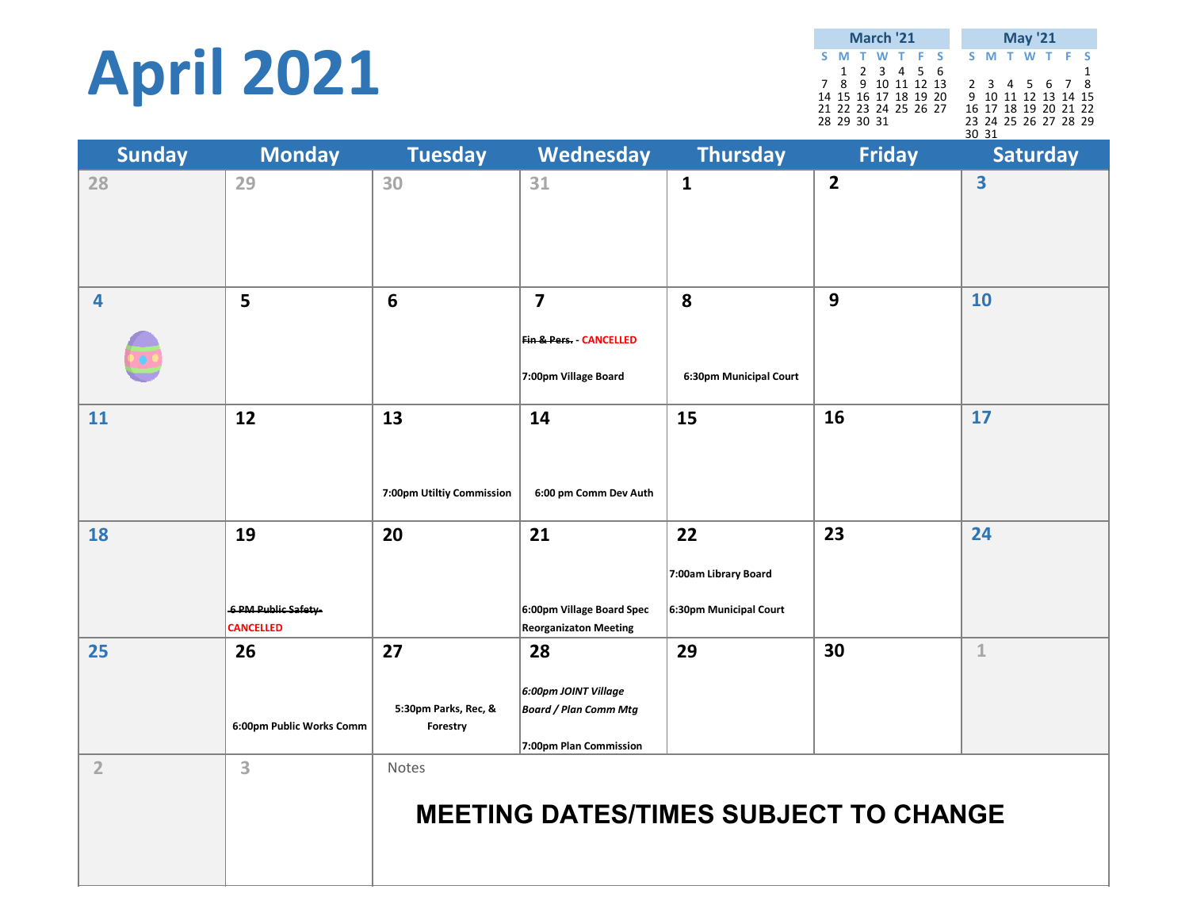# April 2021

**March '21**

| S | M | T | W | T | F | S |
|---|---|---|---|---|---|---|
| | 1 | 2 | 3 | 4 | 5 | 6 |
| 7 | 8 | 9 | 10 | 11 | 12 | 13 |
| 14 | 15 | 16 | 17 | 18 | 19 | 20 |
| 21 | 22 | 23 | 24 | 25 | 26 | 27 |
| 28 | 29 | 30 | 31 | | | |

**May '21**

| S | M | T | W | T | F | S |
|---|---|---|---|---|---|---|
| | | | | | | 1 |
| 2 | 3 | 4 | 5 | 6 | 7 | 8 |
| 9 | 10 | 11 | 12 | 13 | 14 | 15 |
| 16 | 17 | 18 | 19 | 20 | 21 | 22 |
| 23 | 24 | 25 | 26 | 27 | 28 | 29 |
| 30 | 31 | | | | | |

| Sunday | Monday | Tuesday | Wednesday | Thursday | Friday | Saturday |
|---|---|---|---|---|---|---|
| 28 | 29 | 30 | 31 | 1 | 2 | 3 |
| 4 | 5 | 6 | 7<br>~~Fin & Pers.~~ - CANCELLED<br>7:00pm Village Board | 8<br>6:30pm Municipal Court | 9 | 10 |
| 11 | 12 | 13<br>7:00pm Utiltiy Commission | 14<br>6:00 pm Comm Dev Auth | 15 | 16 | 17 |
| 18 | 19<br>~~6 PM Public Safety~~<br>CANCELLED | 20 | 21<br>6:00pm Village Board Spec Reorganizaton Meeting | 22<br>7:00am Library Board<br>6:30pm Municipal Court | 23 | 24 |
| 25 | 26<br>6:00pm Public Works Comm | 27<br>5:30pm Parks, Rec, & Forestry | 28<br>*6:00pm JOINT Village Board / Plan Comm Mtg*<br>7:00pm Plan Commission | 29 | 30 | 1 |
| 2 | 3 | Notes | | | | |

**MEETING DATES/TIMES SUBJECT TO CHANGE**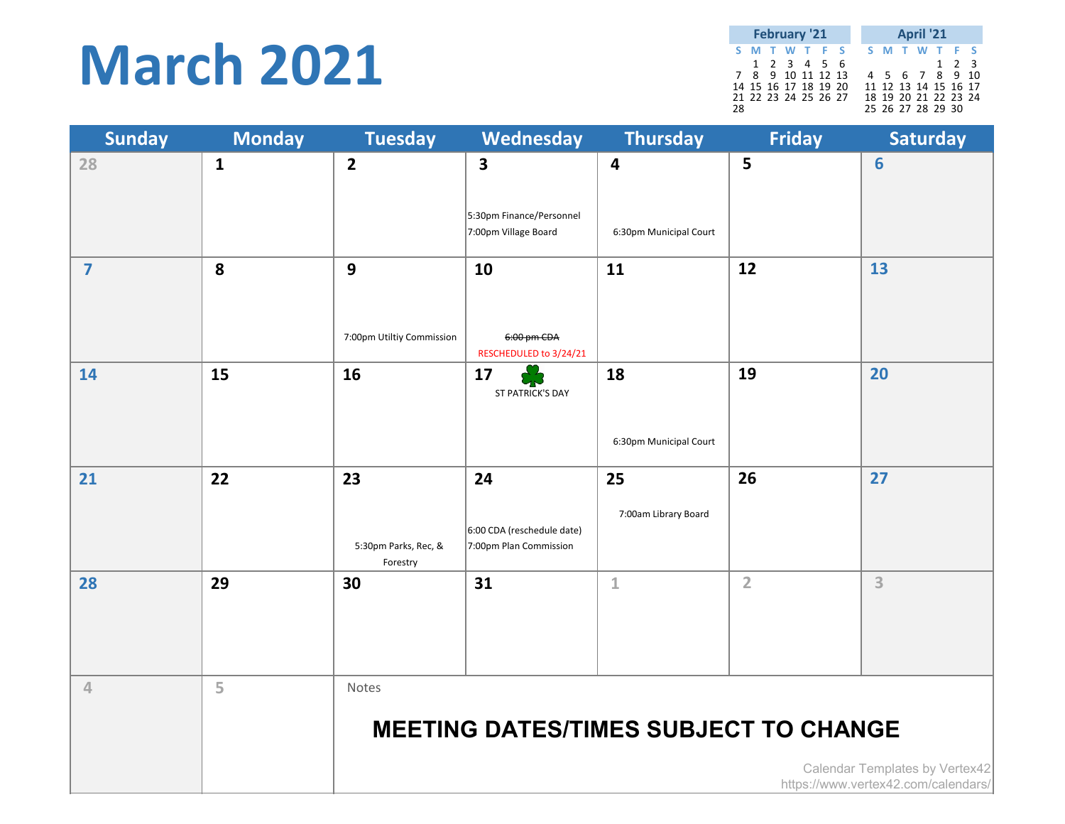# March 2021

**February '21**

| S | M | T | W | T | F | S |
|---|---|---|---|---|---|---|
| | 1 | 2 | 3 | 4 | 5 | 6 |
| 7 | 8 | 9 | 10 | 11 | 12 | 13 |
| 14 | 15 | 16 | 17 | 18 | 19 | 20 |
| 21 | 22 | 23 | 24 | 25 | 26 | 27 |
| 28 | | | | | | |

**April '21**

| S | M | T | W | T | F | S |
|---|---|---|---|---|---|---|
| | | | | 1 | 2 | 3 |
| 4 | 5 | 6 | 7 | 8 | 9 | 10 |
| 11 | 12 | 13 | 14 | 15 | 16 | 17 |
| 18 | 19 | 20 | 21 | 22 | 23 | 24 |
| 25 | 26 | 27 | 28 | 29 | 30 | |

| Sunday | Monday | Tuesday | Wednesday | Thursday | Friday | Saturday |
|---|---|---|---|---|---|---|
| 28 | 1 | 2 | 3<br>5:30pm Finance/Personnel<br>7:00pm Village Board | 4<br>6:30pm Municipal Court | 5 | 6 |
| 7 | 8 | 9<br>7:00pm Utiltiy Commission | 10<br>~~6:00 pm CDA~~<br>RESCHEDULED to 3/24/21 | 11 | 12 | 13 |
| 14 | 15 | 16 | 17<br>ST PATRICK'S DAY | 18<br>6:30pm Municipal Court | 19 | 20 |
| 21 | 22 | 23<br>5:30pm Parks, Rec, & Forestry | 24<br>6:00 CDA (reschedule date)<br>7:00pm Plan Commission | 25<br>7:00am Library Board | 26 | 27 |
| 28 | 29 | 30 | 31 | 1 | 2 | 3 |
| 4 | 5 | Notes | | | | |

**MEETING DATES/TIMES SUBJECT TO CHANGE**

Calendar Templates by Vertex42
https://www.vertex42.com/calendars/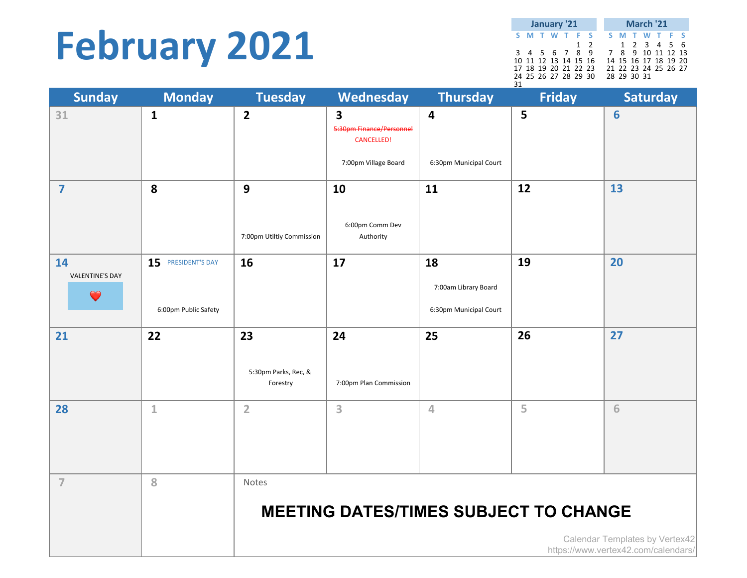# February 2021

**January '21**

| S | M | T | W | T | F | S |
|---|---|---|---|---|---|---|
| | | | | | 1 | 2 |
| 3 | 4 | 5 | 6 | 7 | 8 | 9 |
| 10 | 11 | 12 | 13 | 14 | 15 | 16 |
| 17 | 18 | 19 | 20 | 21 | 22 | 23 |
| 24 | 25 | 26 | 27 | 28 | 29 | 30 |
| 31 | | | | | | |

**March '21**

| S | M | T | W | T | F | S |
|---|---|---|---|---|---|---|
| | 1 | 2 | 3 | 4 | 5 | 6 |
| 7 | 8 | 9 | 10 | 11 | 12 | 13 |
| 14 | 15 | 16 | 17 | 18 | 19 | 20 |
| 21 | 22 | 23 | 24 | 25 | 26 | 27 |
| 28 | 29 | 30 | 31 | | | |

| Sunday | Monday | Tuesday | Wednesday | Thursday | Friday | Saturday |
|---|---|---|---|---|---|---|
| 31 | 1 | 2 | 3<br>~~5:30pm Finance/Personnel~~<br>CANCELLED!<br>7:00pm Village Board | 4<br>6:30pm Municipal Court | 5 | 6 |
| 7 | 8 | 9<br>7:00pm Utiltiy Commission | 10<br>6:00pm Comm Dev Authority | 11 | 12 | 13 |
| 14<br>VALENTINE'S DAY<br>❤️ | 15 PRESIDENT'S DAY<br>6:00pm Public Safety | 16 | 17 | 18<br>7:00am Library Board<br>6:30pm Municipal Court | 19 | 20 |
| 21 | 22 | 23<br>5:30pm Parks, Rec, & Forestry | 24<br>7:00pm Plan Commission | 25 | 26 | 27 |
| 28 | 1 | 2 | 3 | 4 | 5 | 6 |
| 7 | 8 | Notes | | | | |

**MEETING DATES/TIMES SUBJECT TO CHANGE**

Calendar Templates by Vertex42
https://www.vertex42.com/calendars/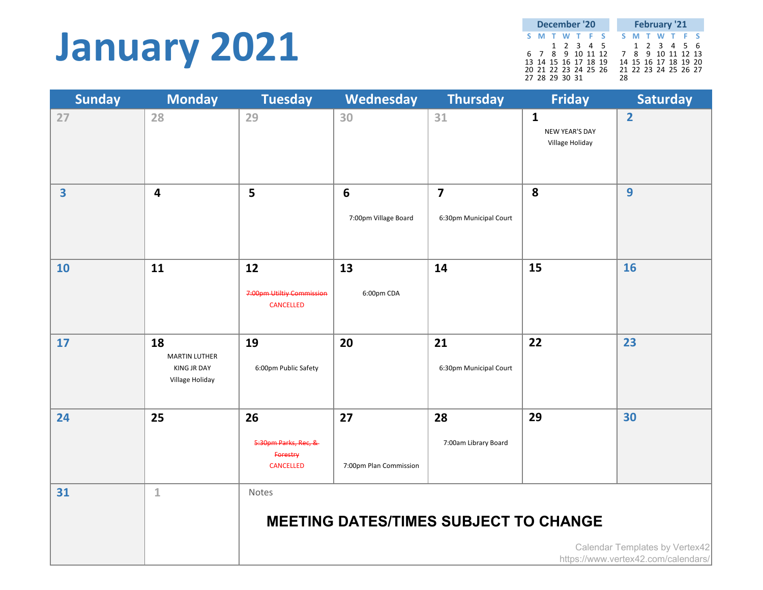# January 2021

| December '20 | | | | | | |
|---|---|---|---|---|---|---|
| S | M | T | W | T | F | S |
| | | 1 | 2 | 3 | 4 | 5 |
| 6 | 7 | 8 | 9 | 10 | 11 | 12 |
| 13 | 14 | 15 | 16 | 17 | 18 | 19 |
| 20 | 21 | 22 | 23 | 24 | 25 | 26 |
| 27 | 28 | 29 | 30 | 31 | | |

| February '21 | | | | | | |
|---|---|---|---|---|---|---|
| S | M | T | W | T | F | S |
| | 1 | 2 | 3 | 4 | 5 | 6 |
| 7 | 8 | 9 | 10 | 11 | 12 | 13 |
| 14 | 15 | 16 | 17 | 18 | 19 | 20 |
| 21 | 22 | 23 | 24 | 25 | 26 | 27 |
| 28 | | | | | | |

| Sunday | Monday | Tuesday | Wednesday | Thursday | Friday | Saturday |
|---|---|---|---|---|---|---|
| 27 | 28 | 29 | 30 | 31 | 1 NEW YEAR'S DAY Village Holiday | 2 |
| 3 | 4 | 5 | 6 7:00pm Village Board | 7 6:30pm Municipal Court | 8 | 9 |
| 10 | 11 | 12 ~~7:00pm Utiltiy Commission~~ CANCELLED | 13 6:00pm CDA | 14 | 15 | 16 |
| 17 | 18 MARTIN LUTHER KING JR DAY Village Holiday | 19 6:00pm Public Safety | 20 | 21 6:30pm Municipal Court | 22 | 23 |
| 24 | 25 | 26 ~~5:30pm Parks, Rec, & Forestry~~ CANCELLED | 27 7:00pm Plan Commission | 28 7:00am Library Board | 29 | 30 |
| 31 | 1 | Notes | | | | |

**MEETING DATES/TIMES SUBJECT TO CHANGE**

Calendar Templates by Vertex42
https://www.vertex42.com/calendars/